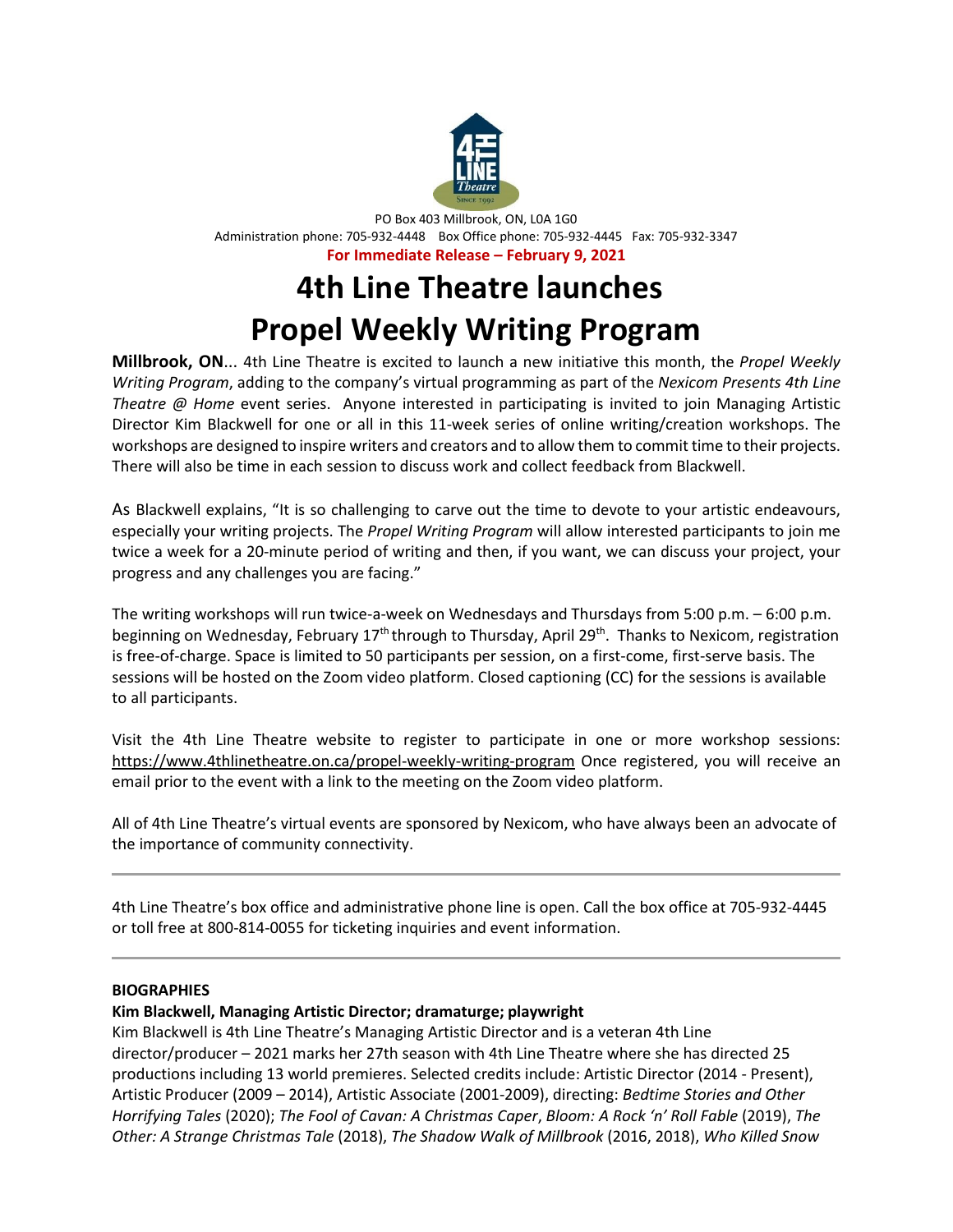PO Box 403 Millbrook, ON, L0A 1G0
Administration phone: 705-932-4448 Box Office phone: 705-932-4445 Fax: 705-932-3347

**For Immediate Release – February 9, 2021**

# 4th Line Theatre launches Propel Weekly Writing Program

**Millbrook, ON**... 4th Line Theatre is excited to launch a new initiative this month, the *Propel Weekly Writing Program*, adding to the company's virtual programming as part of the *Nexicom Presents 4th Line Theatre @ Home* event series. Anyone interested in participating is invited to join Managing Artistic Director Kim Blackwell for one or all in this 11-week series of online writing/creation workshops. The workshops are designed to inspire writers and creators and to allow them to commit time to their projects. There will also be time in each session to discuss work and collect feedback from Blackwell.

As Blackwell explains, "It is so challenging to carve out the time to devote to your artistic endeavours, especially your writing projects. The *Propel Writing Program* will allow interested participants to join me twice a week for a 20-minute period of writing and then, if you want, we can discuss your project, your progress and any challenges you are facing."

The writing workshops will run twice-a-week on Wednesdays and Thursdays from 5:00 p.m. – 6:00 p.m. beginning on Wednesday, February 17th through to Thursday, April 29th. Thanks to Nexicom, registration is free-of-charge. Space is limited to 50 participants per session, on a first-come, first-serve basis. The sessions will be hosted on the Zoom video platform. Closed captioning (CC) for the sessions is available to all participants.

Visit the 4th Line Theatre website to register to participate in one or more workshop sessions: https://www.4thlinetheatre.on.ca/propel-weekly-writing-program Once registered, you will receive an email prior to the event with a link to the meeting on the Zoom video platform.

All of 4th Line Theatre's virtual events are sponsored by Nexicom, who have always been an advocate of the importance of community connectivity.

---

4th Line Theatre's box office and administrative phone line is open. Call the box office at 705-932-4445 or toll free at 800-814-0055 for ticketing inquiries and event information.

---

**BIOGRAPHIES**

**Kim Blackwell, Managing Artistic Director; dramaturge; playwright**

Kim Blackwell is 4th Line Theatre's Managing Artistic Director and is a veteran 4th Line director/producer – 2021 marks her 27th season with 4th Line Theatre where she has directed 25 productions including 13 world premieres. Selected credits include: Artistic Director (2014 - Present), Artistic Producer (2009 – 2014), Artistic Associate (2001-2009), directing: *Bedtime Stories and Other Horrifying Tales* (2020); *The Fool of Cavan: A Christmas Caper*, *Bloom: A Rock 'n' Roll Fable* (2019), *The Other: A Strange Christmas Tale* (2018), *The Shadow Walk of Millbrook* (2016, 2018), *Who Killed Snow*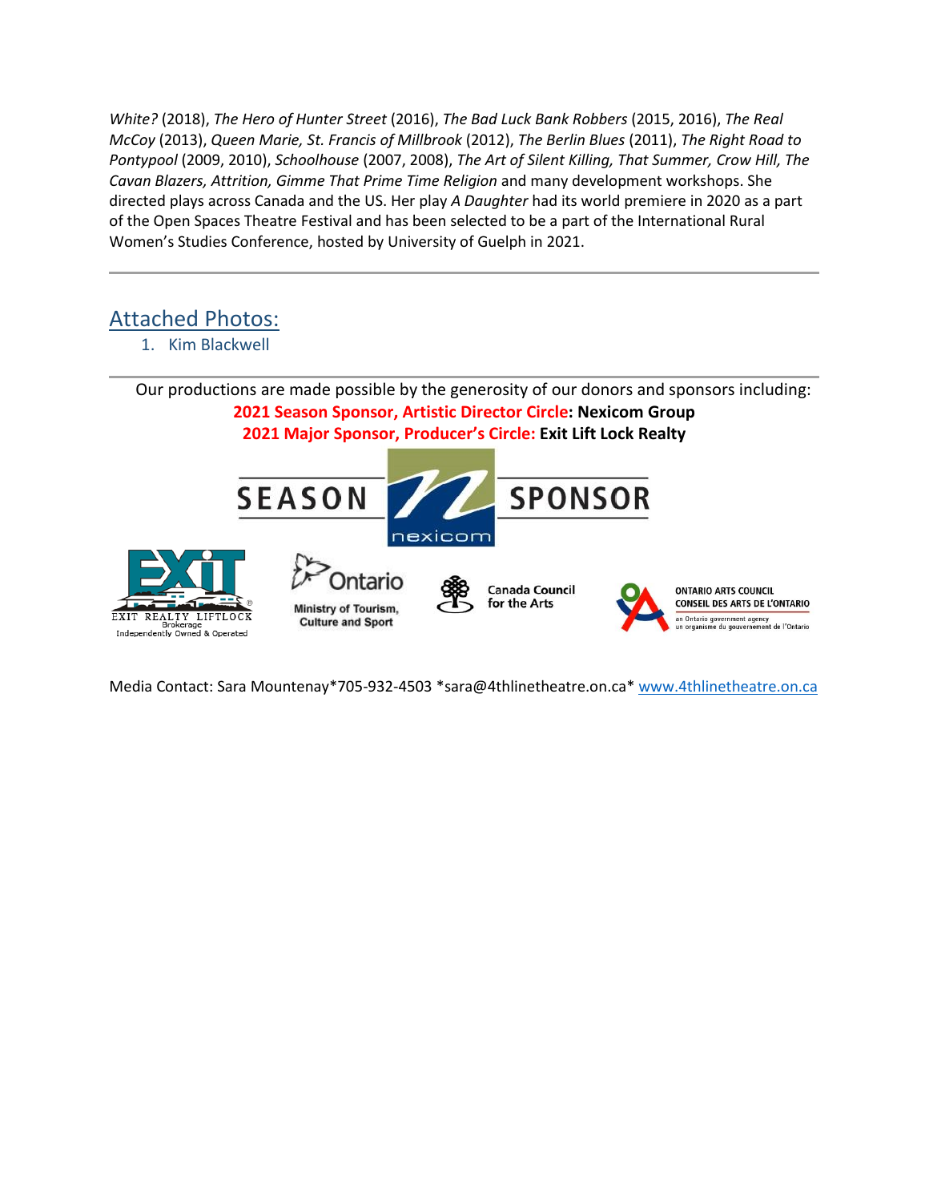*White?* (2018), *The Hero of Hunter Street* (2016), *The Bad Luck Bank Robbers* (2015, 2016), *The Real McCoy* (2013), *Queen Marie, St. Francis of Millbrook* (2012), *The Berlin Blues* (2011), *The Right Road to Pontypool* (2009, 2010), *Schoolhouse* (2007, 2008), *The Art of Silent Killing, That Summer, Crow Hill, The Cavan Blazers, Attrition, Gimme That Prime Time Religion* and many development workshops. She directed plays across Canada and the US. Her play *A Daughter* had its world premiere in 2020 as a part of the Open Spaces Theatre Festival and has been selected to be a part of the International Rural Women's Studies Conference, hosted by University of Guelph in 2021.

---

## Attached Photos:

1. Kim Blackwell

---

Our productions are made possible by the generosity of our donors and sponsors including:

**2021 Season Sponsor, Artistic Director Circle: Nexicom Group**

**2021 Major Sponsor, Producer's Circle: Exit Lift Lock Realty**

SEASON nexicom SPONSOR

EXIT REALTY LIFTLOCK Brokerage Independently Owned & Operated

Ontario Ministry of Tourism, Culture and Sport

Canada Council for the Arts

ONTARIO ARTS COUNCIL CONSEIL DES ARTS DE L'ONTARIO an Ontario government agency un organisme du gouvernement de l'Ontario

Media Contact: Sara Mountenay*705-932-4503 *sara@4thlinetheatre.on.ca* [www.4thlinetheatre.on.ca](http://www.4thlinetheatre.on.ca)